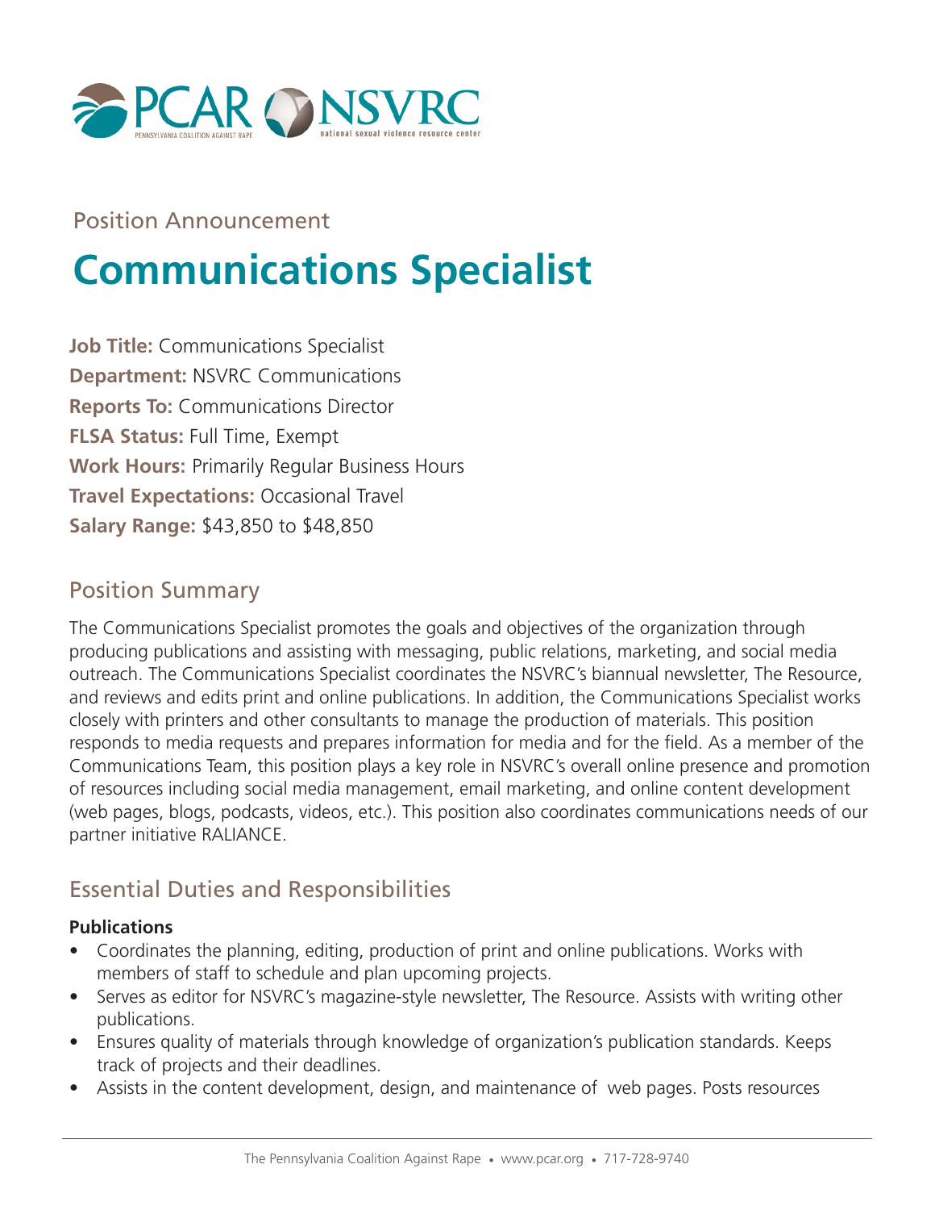Position Announcement

# Communications Specialist

**Job Title:** Communications Specialist
**Department:** NSVRC Communications
**Reports To:** Communications Director
**FLSA Status:** Full Time, Exempt
**Work Hours:** Primarily Regular Business Hours
**Travel Expectations:** Occasional Travel
**Salary Range:** $43,850 to $48,850

## Position Summary

The Communications Specialist promotes the goals and objectives of the organization through producing publications and assisting with messaging, public relations, marketing, and social media outreach. The Communications Specialist coordinates the NSVRC's biannual newsletter, The Resource, and reviews and edits print and online publications. In addition, the Communications Specialist works closely with printers and other consultants to manage the production of materials. This position responds to media requests and prepares information for media and for the field. As a member of the Communications Team, this position plays a key role in NSVRC's overall online presence and promotion of resources including social media management, email marketing, and online content development (web pages, blogs, podcasts, videos, etc.). This position also coordinates communications needs of our partner initiative RALIANCE.

## Essential Duties and Responsibilities

### Publications

- Coordinates the planning, editing, production of print and online publications. Works with members of staff to schedule and plan upcoming projects.
- Serves as editor for NSVRC's magazine-style newsletter, The Resource. Assists with writing other publications.
- Ensures quality of materials through knowledge of organization's publication standards. Keeps track of projects and their deadlines.
- Assists in the content development, design, and maintenance of web pages. Posts resources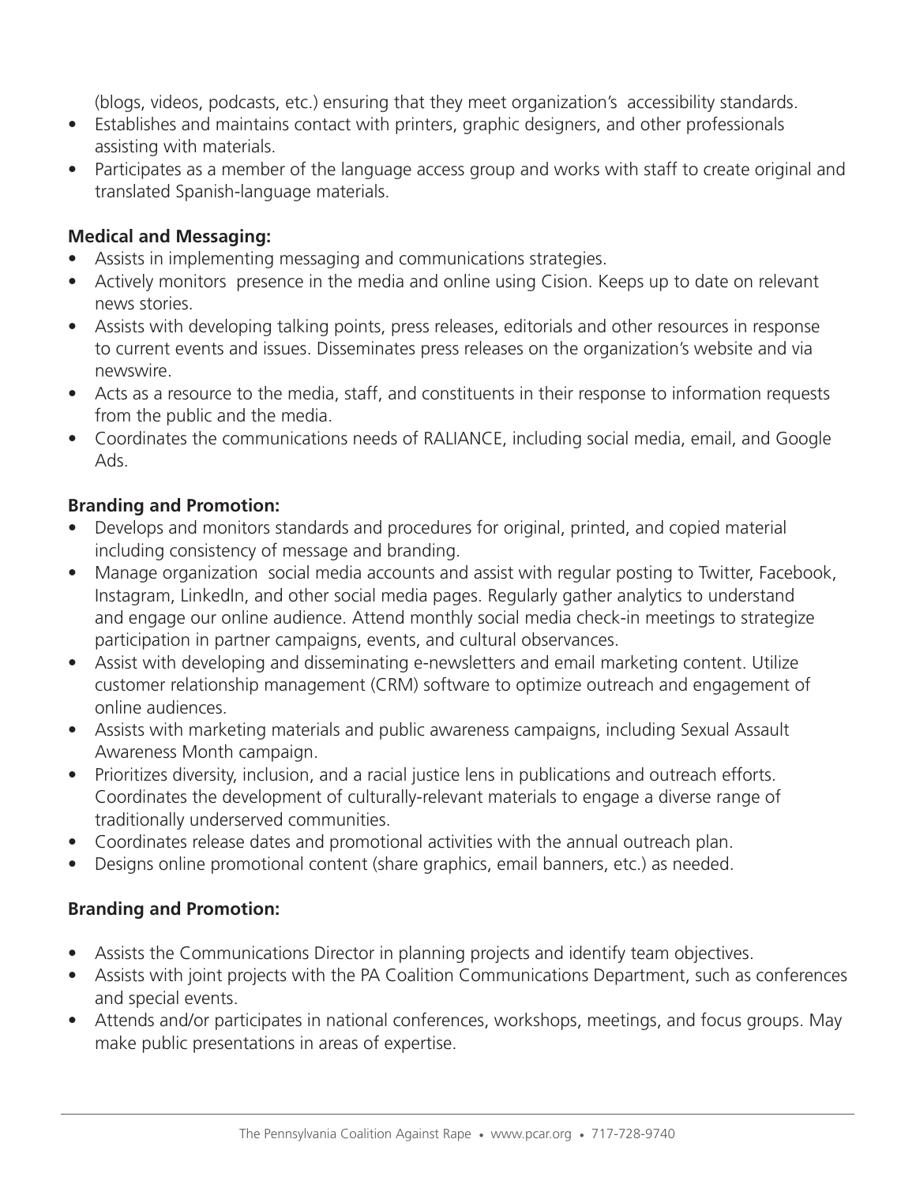(blogs, videos, podcasts, etc.) ensuring that they meet organization's accessibility standards.

- Establishes and maintains contact with printers, graphic designers, and other professionals assisting with materials.
- Participates as a member of the language access group and works with staff to create original and translated Spanish-language materials.

**Medical and Messaging:**

- Assists in implementing messaging and communications strategies.
- Actively monitors presence in the media and online using Cision. Keeps up to date on relevant news stories.
- Assists with developing talking points, press releases, editorials and other resources in response to current events and issues. Disseminates press releases on the organization's website and via newswire.
- Acts as a resource to the media, staff, and constituents in their response to information requests from the public and the media.
- Coordinates the communications needs of RALIANCE, including social media, email, and Google Ads.

**Branding and Promotion:**

- Develops and monitors standards and procedures for original, printed, and copied material including consistency of message and branding.
- Manage organization social media accounts and assist with regular posting to Twitter, Facebook, Instagram, LinkedIn, and other social media pages. Regularly gather analytics to understand and engage our online audience. Attend monthly social media check-in meetings to strategize participation in partner campaigns, events, and cultural observances.
- Assist with developing and disseminating e-newsletters and email marketing content. Utilize customer relationship management (CRM) software to optimize outreach and engagement of online audiences.
- Assists with marketing materials and public awareness campaigns, including Sexual Assault Awareness Month campaign.
- Prioritizes diversity, inclusion, and a racial justice lens in publications and outreach efforts. Coordinates the development of culturally-relevant materials to engage a diverse range of traditionally underserved communities.
- Coordinates release dates and promotional activities with the annual outreach plan.
- Designs online promotional content (share graphics, email banners, etc.) as needed.

**Branding and Promotion:**

- Assists the Communications Director in planning projects and identify team objectives.
- Assists with joint projects with the PA Coalition Communications Department, such as conferences and special events.
- Attends and/or participates in national conferences, workshops, meetings, and focus groups. May make public presentations in areas of expertise.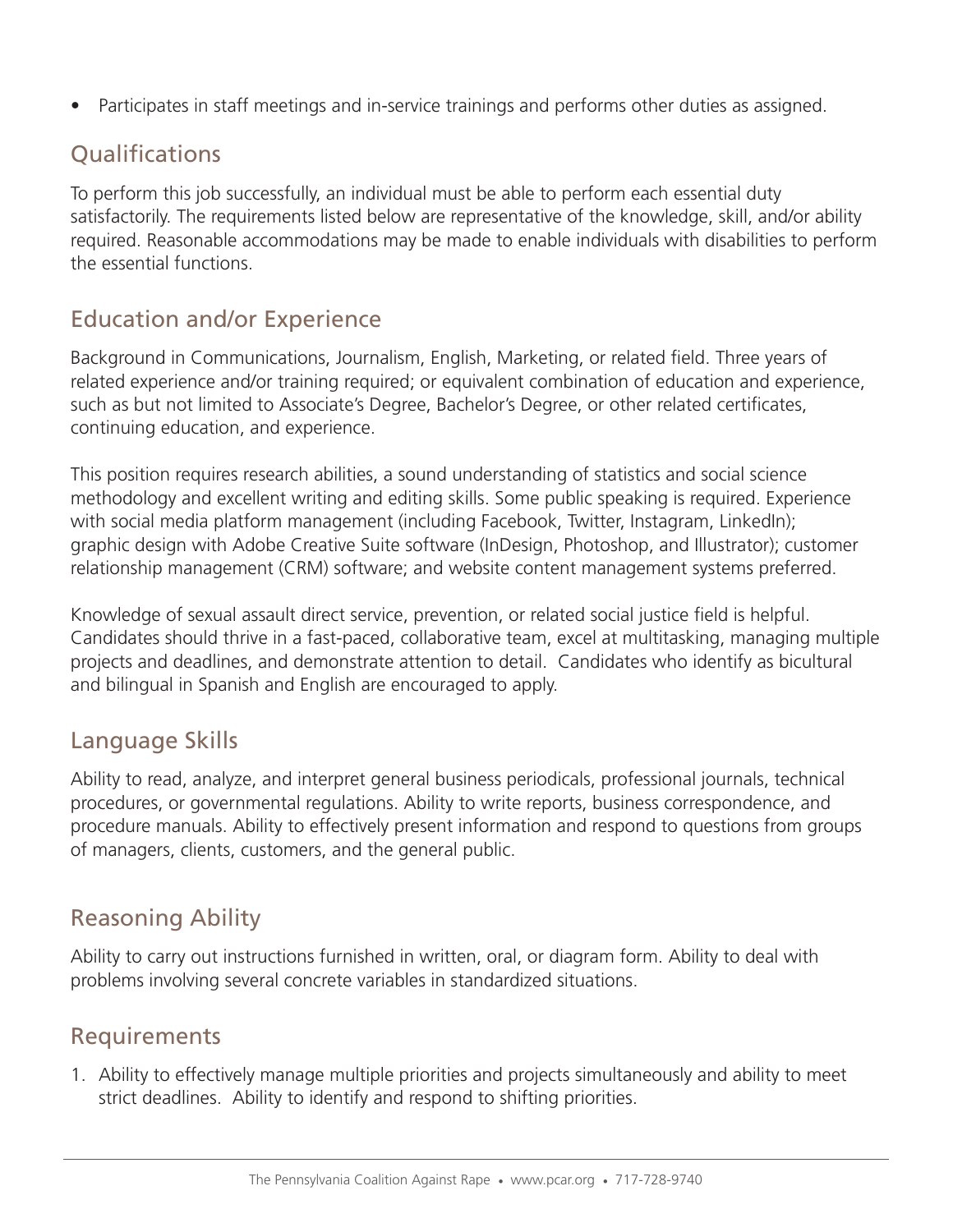- Participates in staff meetings and in-service trainings and performs other duties as assigned.

## Qualifications

To perform this job successfully, an individual must be able to perform each essential duty satisfactorily. The requirements listed below are representative of the knowledge, skill, and/or ability required. Reasonable accommodations may be made to enable individuals with disabilities to perform the essential functions.

## Education and/or Experience

Background in Communications, Journalism, English, Marketing, or related field. Three years of related experience and/or training required; or equivalent combination of education and experience, such as but not limited to Associate's Degree, Bachelor's Degree, or other related certificates, continuing education, and experience.

This position requires research abilities, a sound understanding of statistics and social science methodology and excellent writing and editing skills. Some public speaking is required. Experience with social media platform management (including Facebook, Twitter, Instagram, LinkedIn); graphic design with Adobe Creative Suite software (InDesign, Photoshop, and Illustrator); customer relationship management (CRM) software; and website content management systems preferred.

Knowledge of sexual assault direct service, prevention, or related social justice field is helpful. Candidates should thrive in a fast-paced, collaborative team, excel at multitasking, managing multiple projects and deadlines, and demonstrate attention to detail. Candidates who identify as bicultural and bilingual in Spanish and English are encouraged to apply.

## Language Skills

Ability to read, analyze, and interpret general business periodicals, professional journals, technical procedures, or governmental regulations. Ability to write reports, business correspondence, and procedure manuals. Ability to effectively present information and respond to questions from groups of managers, clients, customers, and the general public.

## Reasoning Ability

Ability to carry out instructions furnished in written, oral, or diagram form. Ability to deal with problems involving several concrete variables in standardized situations.

## Requirements

1. Ability to effectively manage multiple priorities and projects simultaneously and ability to meet strict deadlines. Ability to identify and respond to shifting priorities.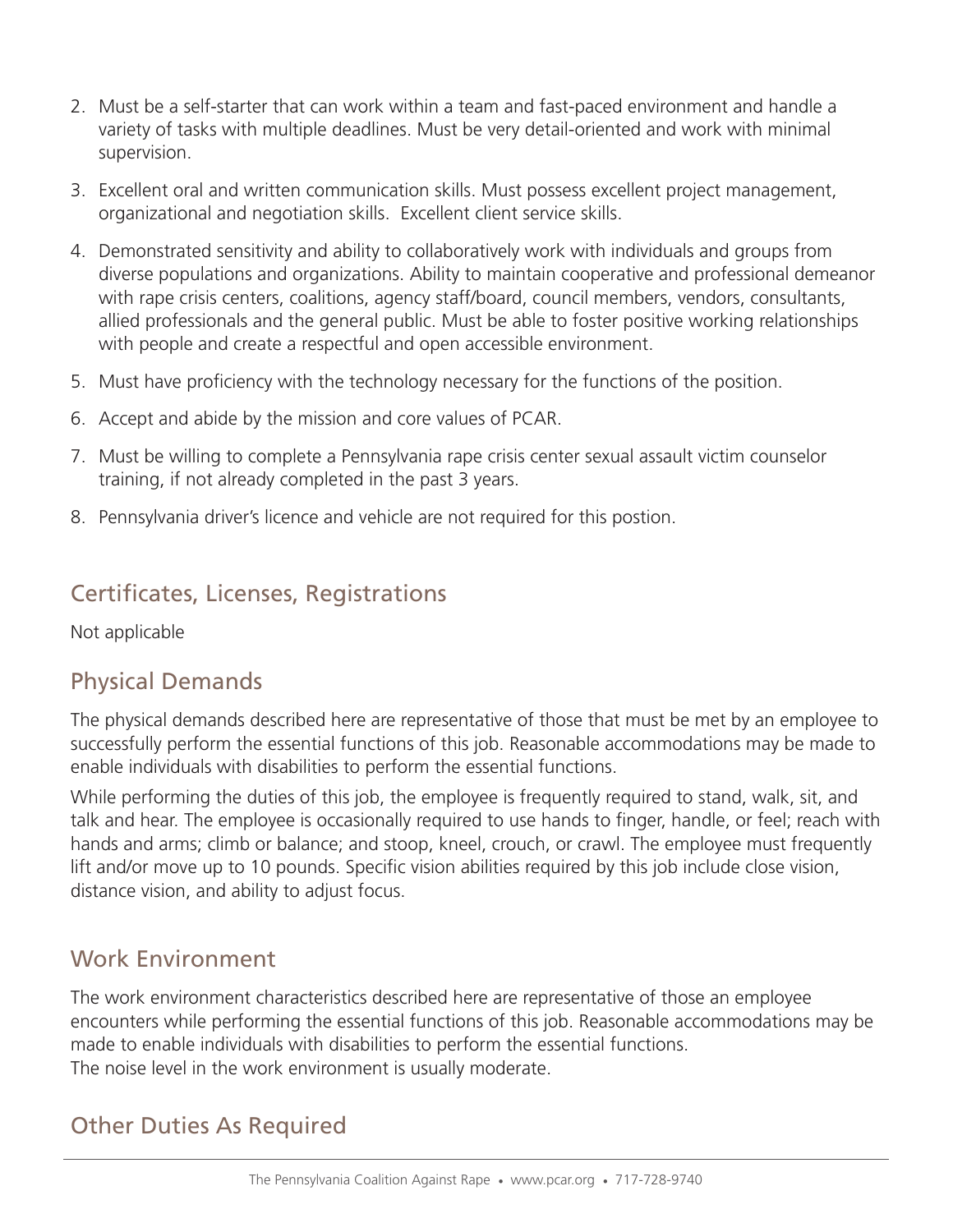2. Must be a self-starter that can work within a team and fast-paced environment and handle a variety of tasks with multiple deadlines. Must be very detail-oriented and work with minimal supervision.
3. Excellent oral and written communication skills. Must possess excellent project management, organizational and negotiation skills. Excellent client service skills.
4. Demonstrated sensitivity and ability to collaboratively work with individuals and groups from diverse populations and organizations. Ability to maintain cooperative and professional demeanor with rape crisis centers, coalitions, agency staff/board, council members, vendors, consultants, allied professionals and the general public. Must be able to foster positive working relationships with people and create a respectful and open accessible environment.
5. Must have proficiency with the technology necessary for the functions of the position.
6. Accept and abide by the mission and core values of PCAR.
7. Must be willing to complete a Pennsylvania rape crisis center sexual assault victim counselor training, if not already completed in the past 3 years.
8. Pennsylvania driver's licence and vehicle are not required for this postion.

## Certificates, Licenses, Registrations

Not applicable

## Physical Demands

The physical demands described here are representative of those that must be met by an employee to successfully perform the essential functions of this job. Reasonable accommodations may be made to enable individuals with disabilities to perform the essential functions.

While performing the duties of this job, the employee is frequently required to stand, walk, sit, and talk and hear. The employee is occasionally required to use hands to finger, handle, or feel; reach with hands and arms; climb or balance; and stoop, kneel, crouch, or crawl. The employee must frequently lift and/or move up to 10 pounds. Specific vision abilities required by this job include close vision, distance vision, and ability to adjust focus.

## Work Environment

The work environment characteristics described here are representative of those an employee encounters while performing the essential functions of this job. Reasonable accommodations may be made to enable individuals with disabilities to perform the essential functions.
The noise level in the work environment is usually moderate.

## Other Duties As Required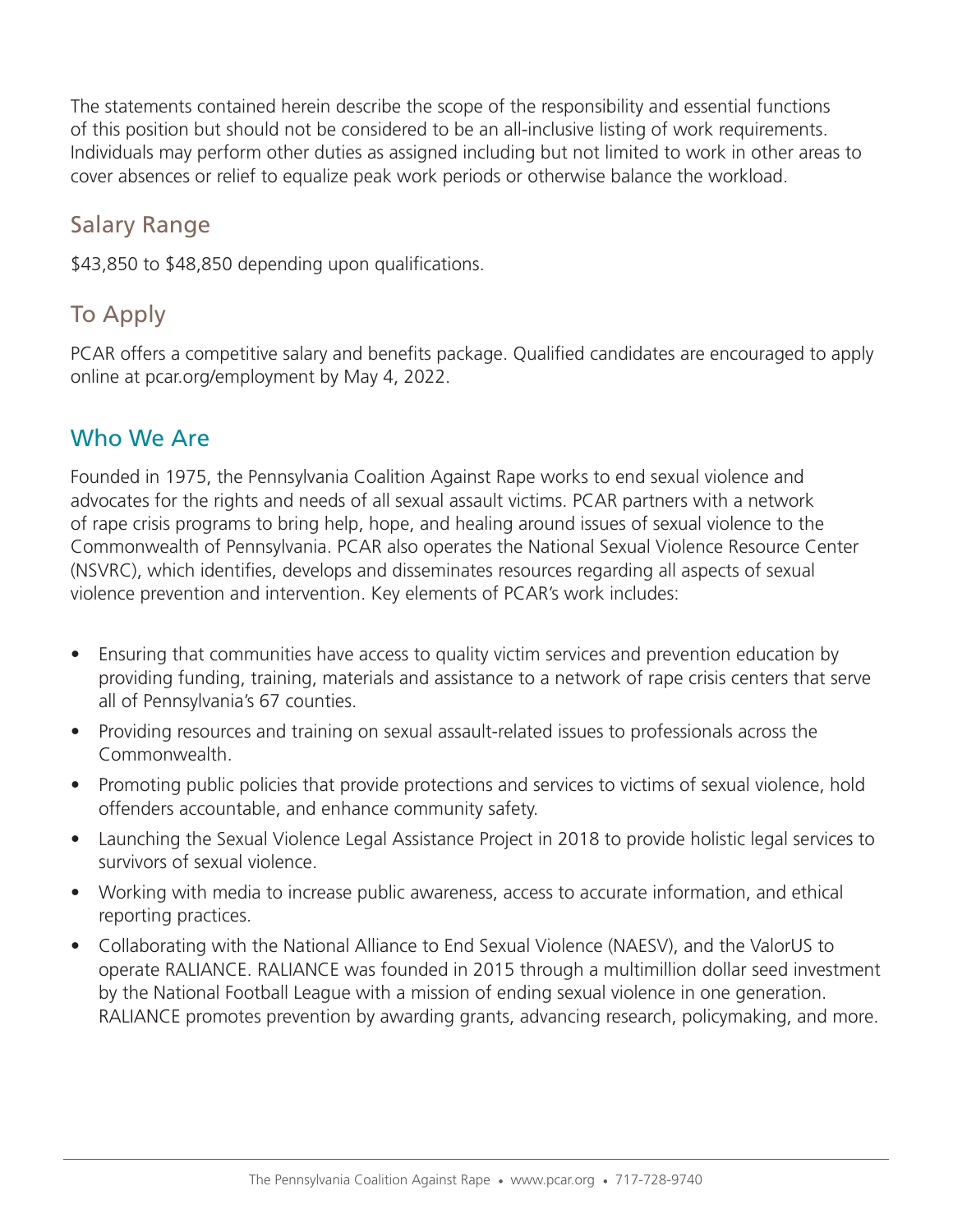The statements contained herein describe the scope of the responsibility and essential functions of this position but should not be considered to be an all-inclusive listing of work requirements. Individuals may perform other duties as assigned including but not limited to work in other areas to cover absences or relief to equalize peak work periods or otherwise balance the workload.

## Salary Range

$43,850 to $48,850 depending upon qualifications.

## To Apply

PCAR offers a competitive salary and benefits package. Qualified candidates are encouraged to apply online at pcar.org/employment by May 4, 2022.

## Who We Are

Founded in 1975, the Pennsylvania Coalition Against Rape works to end sexual violence and advocates for the rights and needs of all sexual assault victims. PCAR partners with a network of rape crisis programs to bring help, hope, and healing around issues of sexual violence to the Commonwealth of Pennsylvania. PCAR also operates the National Sexual Violence Resource Center (NSVRC), which identifies, develops and disseminates resources regarding all aspects of sexual violence prevention and intervention. Key elements of PCAR's work includes:

- Ensuring that communities have access to quality victim services and prevention education by providing funding, training, materials and assistance to a network of rape crisis centers that serve all of Pennsylvania's 67 counties.
- Providing resources and training on sexual assault-related issues to professionals across the Commonwealth.
- Promoting public policies that provide protections and services to victims of sexual violence, hold offenders accountable, and enhance community safety.
- Launching the Sexual Violence Legal Assistance Project in 2018 to provide holistic legal services to survivors of sexual violence.
- Working with media to increase public awareness, access to accurate information, and ethical reporting practices.
- Collaborating with the National Alliance to End Sexual Violence (NAESV), and the ValorUS to operate RALIANCE. RALIANCE was founded in 2015 through a multimillion dollar seed investment by the National Football League with a mission of ending sexual violence in one generation. RALIANCE promotes prevention by awarding grants, advancing research, policymaking, and more.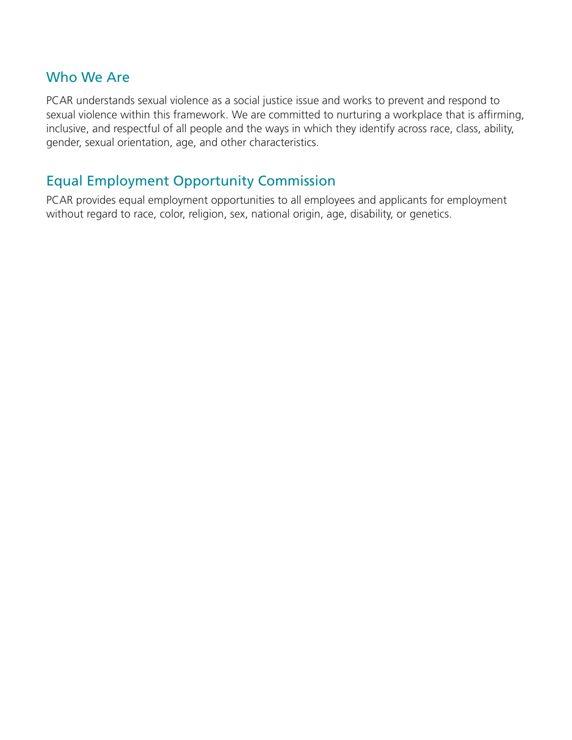## Who We Are

PCAR understands sexual violence as a social justice issue and works to prevent and respond to sexual violence within this framework. We are committed to nurturing a workplace that is affirming, inclusive, and respectful of all people and the ways in which they identify across race, class, ability, gender, sexual orientation, age, and other characteristics.

## Equal Employment Opportunity Commission

PCAR provides equal employment opportunities to all employees and applicants for employment without regard to race, color, religion, sex, national origin, age, disability, or genetics.